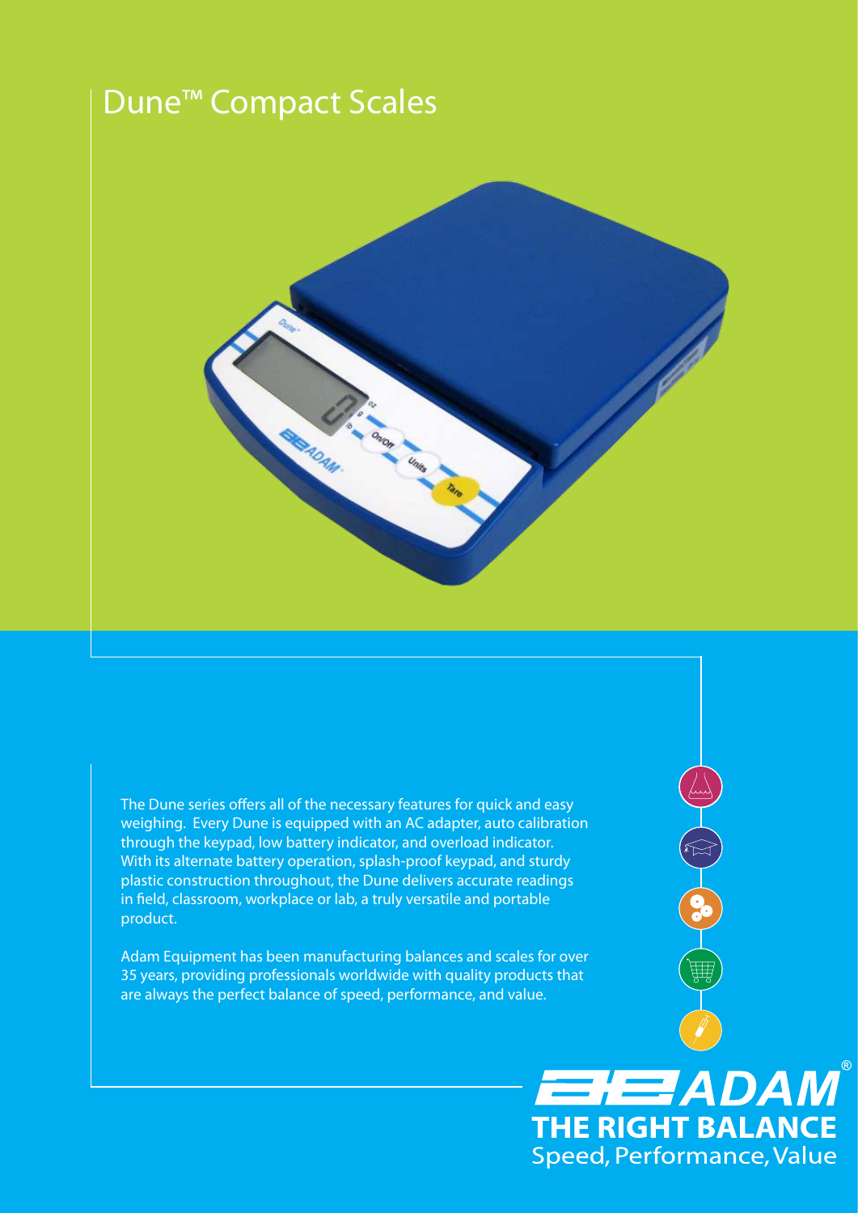# Dune™ Compact Scales

The Dune series offers all of the necessary features for quick and easy weighing. Every Dune is equipped with an AC adapter, auto calibration through the keypad, low battery indicator, and overload indicator. With its alternate battery operation, splash-proof keypad, and sturdy plastic construction throughout, the Dune delivers accurate readings in field, classroom, workplace or lab, a truly versatile and portable product.

Adam Equipment has been manufacturing balances and scales for over 35 years, providing professionals worldwide with quality products that are always the perfect balance of speed, performance, and value.

ADAM®

**THE RIGHT BALANCE**

Speed, Performance, Value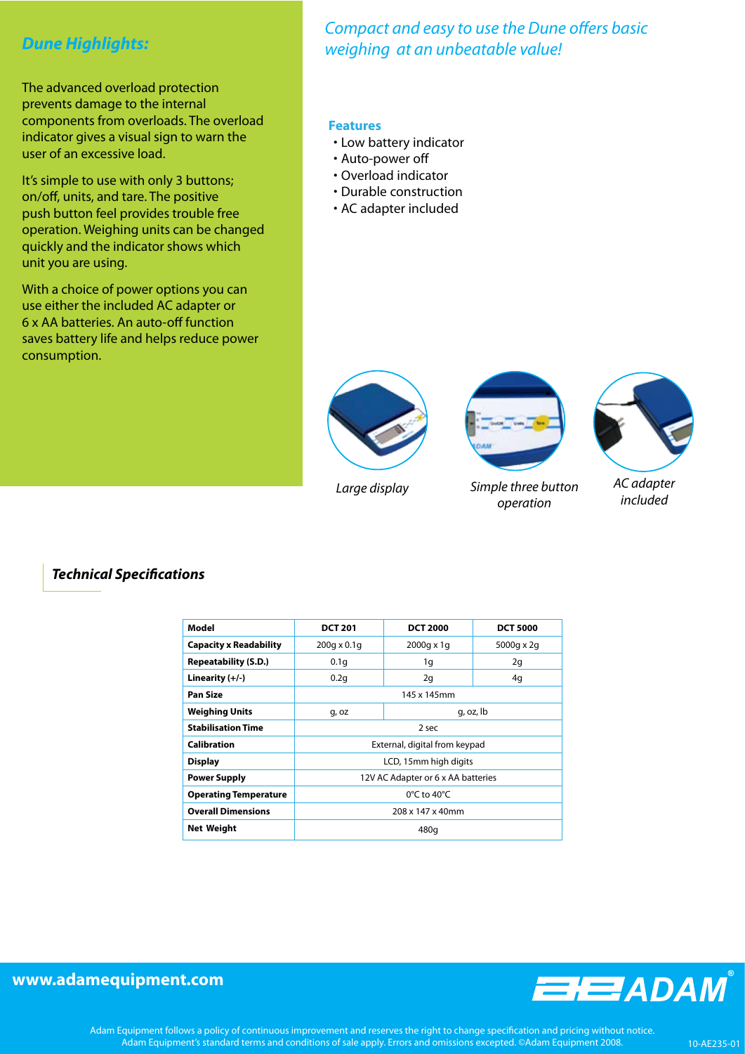## *Dune Highlights:*

The advanced overload protection prevents damage to the internal components from overloads. The overload indicator gives a visual sign to warn the user of an excessive load.

It's simple to use with only 3 buttons; on/off, units, and tare. The positive push button feel provides trouble free operation. Weighing units can be changed quickly and the indicator shows which unit you are using.

With a choice of power options you can use either the included AC adapter or 6 x AA batteries. An auto-off function saves battery life and helps reduce power consumption.

## *Compact and easy to use the Dune offers basic weighing at an unbeatable value!*

### Features

- Low battery indicator
- Auto-power off
- Overload indicator
- Durable construction
- AC adapter included

*Large display*

*Simple three button operation*

*AC adapter included*

## *Technical Specifications*

| Model | DCT 201 | DCT 2000 | DCT 5000 |
|---|---|---|---|
| **Capacity x Readability** | 200g x 0.1g | 2000g x 1g | 5000g x 2g |
| **Repeatability (S.D.)** | 0.1g | 1g | 2g |
| **Linearity (+/-)** | 0.2g | 2g | 4g |
| **Pan Size** | 145 x 145mm | | |
| **Weighing Units** | g, oz | g, oz, lb | |
| **Stabilisation Time** | 2 sec | | |
| **Calibration** | External, digital from keypad | | |
| **Display** | LCD, 15mm high digits | | |
| **Power Supply** | 12V AC Adapter or 6 x AA batteries | | |
| **Operating Temperature** | 0°C to 40°C | | |
| **Overall Dimensions** | 208 x 147 x 40mm | | |
| **Net Weight** | 480g | | |

**www.adamequipment.com**

ADAM®

Adam Equipment follows a policy of continuous improvement and reserves the right to change specification and pricing without notice. Adam Equipment's standard terms and conditions of sale apply. Errors and omissions excepted. ©Adam Equipment 2008.

10-AE235-01